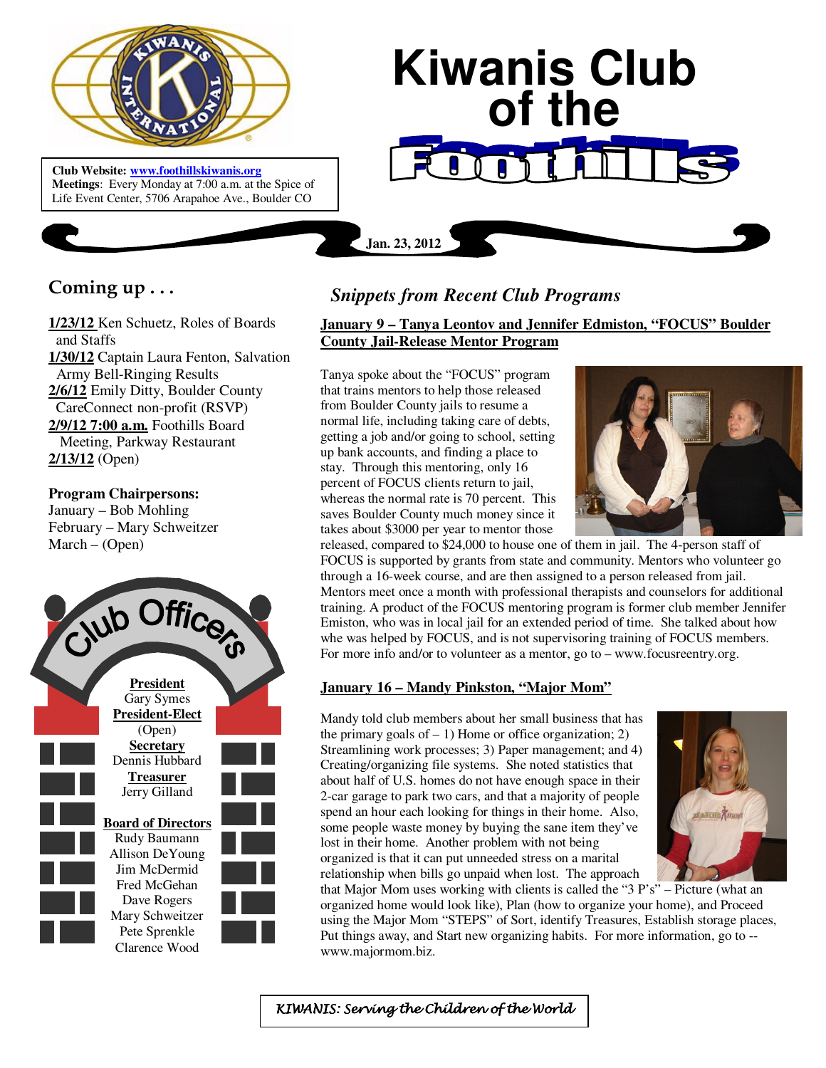# Kiwanis Club of the Foothills

**Club Website:** www.foothillskiwanis.org
**Meetings**: Every Monday at 7:00 a.m. at the Spice of Life Event Center, 5706 Arapahoe Ave., Boulder CO

**Jan. 23, 2012**

## Coming up . . .

**1/23/12** Ken Schuetz, Roles of Boards and Staffs
**1/30/12** Captain Laura Fenton, Salvation Army Bell-Ringing Results
**2/6/12** Emily Ditty, Boulder County CareConnect non-profit (RSVP)
**2/9/12 7:00 a.m.** Foothills Board Meeting, Parkway Restaurant
**2/13/12** (Open)

**Program Chairpersons:**
January – Bob Mohling
February – Mary Schweitzer
March – (Open)

## Club Officers

**President**
Gary Symes
**President-Elect**
(Open)
**Secretary**
Dennis Hubbard
**Treasurer**
Jerry Gilland

**Board of Directors**
Rudy Baumann
Allison DeYoung
Jim McDermid
Fred McGehan
Dave Rogers
Mary Schweitzer
Pete Sprenkle
Clarence Wood

## *Snippets from Recent Club Programs*

### January 9 – Tanya Leontov and Jennifer Edmiston, "FOCUS" Boulder County Jail-Release Mentor Program

Tanya spoke about the "FOCUS" program that trains mentors to help those released from Boulder County jails to resume a normal life, including taking care of debts, getting a job and/or going to school, setting up bank accounts, and finding a place to stay. Through this mentoring, only 16 percent of FOCUS clients return to jail, whereas the normal rate is 70 percent. This saves Boulder County much money since it takes about $3000 per year to mentor those released, compared to $24,000 to house one of them in jail. The 4-person staff of FOCUS is supported by grants from state and community. Mentors who volunteer go through a 16-week course, and are then assigned to a person released from jail. Mentors meet once a month with professional therapists and counselors for additional training. A product of the FOCUS mentoring program is former club member Jennifer Emiston, who was in local jail for an extended period of time. She talked about how whe was helped by FOCUS, and is not supervisoring training of FOCUS members. For more info and/or to volunteer as a mentor, go to – www.focusreentry.org.

### January 16 – Mandy Pinkston, "Major Mom"

Mandy told club members about her small business that has the primary goals of – 1) Home or office organization; 2) Streamlining work processes; 3) Paper management; and 4) Creating/organizing file systems. She noted statistics that about half of U.S. homes do not have enough space in their 2-car garage to park two cars, and that a majority of people spend an hour each looking for things in their home. Also, some people waste money by buying the sane item they've lost in their home. Another problem with not being organized is that it can put unneeded stress on a marital relationship when bills go unpaid when lost. The approach that Major Mom uses working with clients is called the "3 P's" – Picture (what an organized home would look like), Plan (how to organize your home), and Proceed using the Major Mom "STEPS" of Sort, identify Treasures, Establish storage places, Put things away, and Start new organizing habits. For more information, go to -- www.majormom.biz.

*KIWANIS: Serving the Children of the World*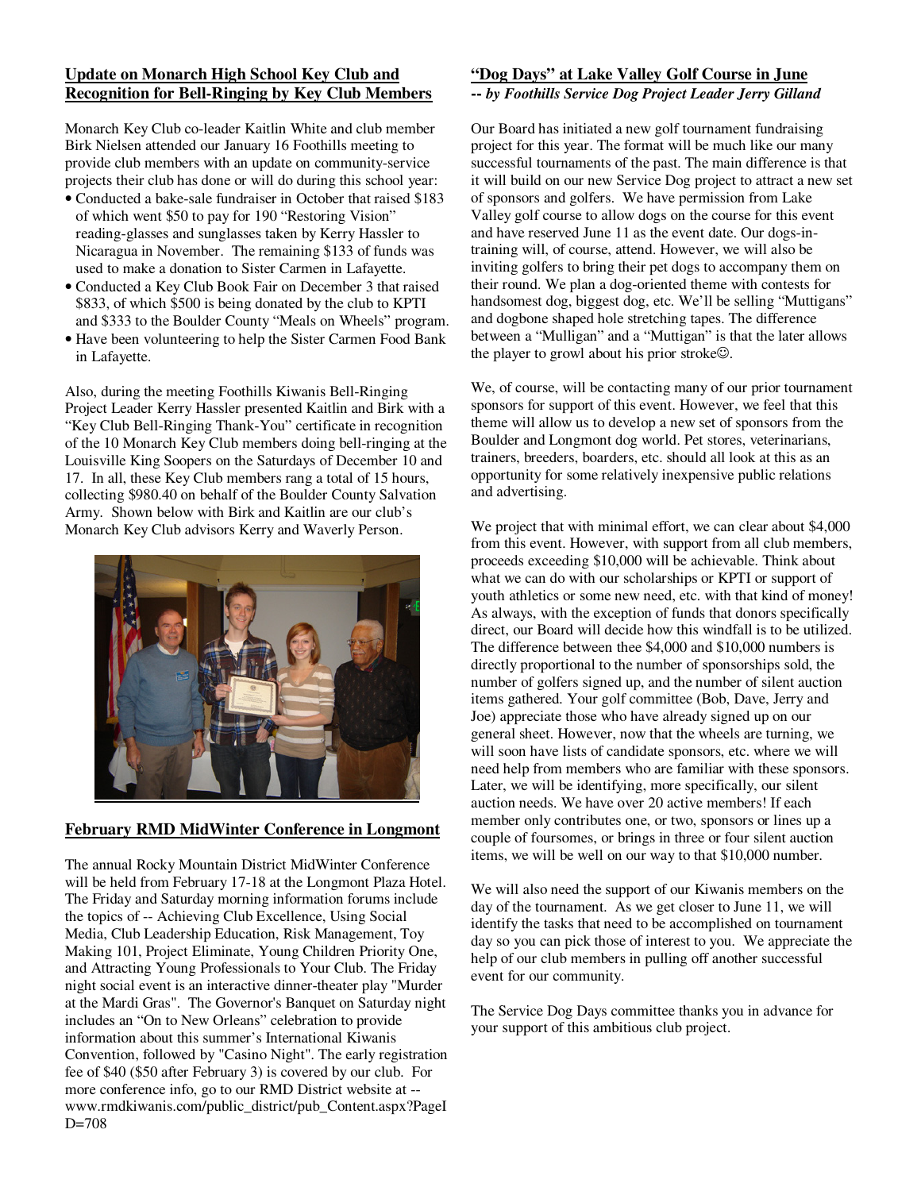## Update on Monarch High School Key Club and Recognition for Bell-Ringing by Key Club Members

Monarch Key Club co-leader Kaitlin White and club member Birk Nielsen attended our January 16 Foothills meeting to provide club members with an update on community-service projects their club has done or will do during this school year:

- Conducted a bake-sale fundraiser in October that raised $183 of which went $50 to pay for 190 "Restoring Vision" reading-glasses and sunglasses taken by Kerry Hassler to Nicaragua in November. The remaining $133 of funds was used to make a donation to Sister Carmen in Lafayette.
- Conducted a Key Club Book Fair on December 3 that raised $833, of which $500 is being donated by the club to KPTI and $333 to the Boulder County "Meals on Wheels" program.
- Have been volunteering to help the Sister Carmen Food Bank in Lafayette.

Also, during the meeting Foothills Kiwanis Bell-Ringing Project Leader Kerry Hassler presented Kaitlin and Birk with a "Key Club Bell-Ringing Thank-You" certificate in recognition of the 10 Monarch Key Club members doing bell-ringing at the Louisville King Soopers on the Saturdays of December 10 and 17. In all, these Key Club members rang a total of 15 hours, collecting $980.40 on behalf of the Boulder County Salvation Army. Shown below with Birk and Kaitlin are our club's Monarch Key Club advisors Kerry and Waverly Person.

## February RMD MidWinter Conference in Longmont

The annual Rocky Mountain District MidWinter Conference will be held from February 17-18 at the Longmont Plaza Hotel. The Friday and Saturday morning information forums include the topics of -- Achieving Club Excellence, Using Social Media, Club Leadership Education, Risk Management, Toy Making 101, Project Eliminate, Young Children Priority One, and Attracting Young Professionals to Your Club. The Friday night social event is an interactive dinner-theater play "Murder at the Mardi Gras". The Governor's Banquet on Saturday night includes an "On to New Orleans" celebration to provide information about this summer's International Kiwanis Convention, followed by "Casino Night". The early registration fee of $40 ($50 after February 3) is covered by our club. For more conference info, go to our RMD District website at -- www.rmdkiwanis.com/public_district/pub_Content.aspx?PageID=708

## "Dog Days" at Lake Valley Golf Course in June

***-- by Foothills Service Dog Project Leader Jerry Gilland***

Our Board has initiated a new golf tournament fundraising project for this year. The format will be much like our many successful tournaments of the past. The main difference is that it will build on our new Service Dog project to attract a new set of sponsors and golfers. We have permission from Lake Valley golf course to allow dogs on the course for this event and have reserved June 11 as the event date. Our dogs-in-training will, of course, attend. However, we will also be inviting golfers to bring their pet dogs to accompany them on their round. We plan a dog-oriented theme with contests for handsomest dog, biggest dog, etc. We'll be selling "Muttigans" and dogbone shaped hole stretching tapes. The difference between a "Mulligan" and a "Muttigan" is that the later allows the player to growl about his prior stroke☺.

We, of course, will be contacting many of our prior tournament sponsors for support of this event. However, we feel that this theme will allow us to develop a new set of sponsors from the Boulder and Longmont dog world. Pet stores, veterinarians, trainers, breeders, boarders, etc. should all look at this as an opportunity for some relatively inexpensive public relations and advertising.

We project that with minimal effort, we can clear about $4,000 from this event. However, with support from all club members, proceeds exceeding $10,000 will be achievable. Think about what we can do with our scholarships or KPTI or support of youth athletics or some new need, etc. with that kind of money! As always, with the exception of funds that donors specifically direct, our Board will decide how this windfall is to be utilized. The difference between thee $4,000 and $10,000 numbers is directly proportional to the number of sponsorships sold, the number of golfers signed up, and the number of silent auction items gathered. Your golf committee (Bob, Dave, Jerry and Joe) appreciate those who have already signed up on our general sheet. However, now that the wheels are turning, we will soon have lists of candidate sponsors, etc. where we will need help from members who are familiar with these sponsors. Later, we will be identifying, more specifically, our silent auction needs. We have over 20 active members! If each member only contributes one, or two, sponsors or lines up a couple of foursomes, or brings in three or four silent auction items, we will be well on our way to that $10,000 number.

We will also need the support of our Kiwanis members on the day of the tournament. As we get closer to June 11, we will identify the tasks that need to be accomplished on tournament day so you can pick those of interest to you. We appreciate the help of our club members in pulling off another successful event for our community.

The Service Dog Days committee thanks you in advance for your support of this ambitious club project.